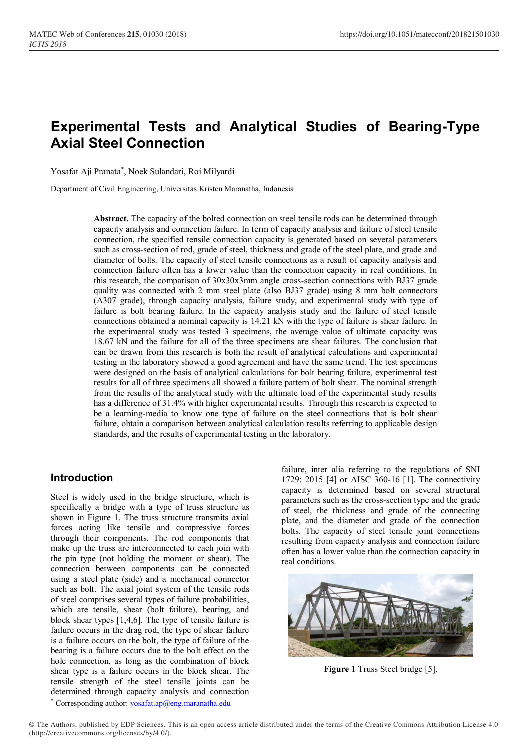# Experimental Tests and Analytical Studies of Bearing-Type Axial Steel Connection

Yosafat Aji Pranata*, Noek Sulandari, Roi Milyardi

Department of Civil Engineering, Universitas Kristen Maranatha, Indonesia

**Abstract.** The capacity of the bolted connection on steel tensile rods can be determined through capacity analysis and connection failure. In term of capacity analysis and failure of steel tensile connection, the specified tensile connection capacity is generated based on several parameters such as cross-section of rod, grade of steel, thickness and grade of the steel plate, and grade and diameter of bolts. The capacity of steel tensile connections as a result of capacity analysis and connection failure often has a lower value than the connection capacity in real conditions. In this research, the comparison of 30x30x3mm angle cross-section connections with BJ37 grade quality was connected with 2 mm steel plate (also BJ37 grade) using 8 mm bolt connectors (A307 grade), through capacity analysis, failure study, and experimental study with type of failure is bolt bearing failure. In the capacity analysis study and the failure of steel tensile connections obtained a nominal capacity is 14.21 kN with the type of failure is shear failure. In the experimental study was tested 3 specimens, the average value of ultimate capacity was 18.67 kN and the failure for all of the three specimens are shear failures. The conclusion that can be drawn from this research is both the result of analytical calculations and experimental testing in the laboratory showed a good agreement and have the same trend. The test specimens were designed on the basis of analytical calculations for bolt bearing failure, experimental test results for all of three specimens all showed a failure pattern of bolt shear. The nominal strength from the results of the analytical study with the ultimate load of the experimental study results has a difference of 31.4% with higher experimental results. Through this research is expected to be a learning-media to know one type of failure on the steel connections that is bolt shear failure, obtain a comparison between analytical calculation results referring to applicable design standards, and the results of experimental testing in the laboratory.

## Introduction

Steel is widely used in the bridge structure, which is specifically a bridge with a type of truss structure as shown in Figure 1. The truss structure transmits axial forces acting like tensile and compressive forces through their components. The rod components that make up the truss are interconnected to each join with the pin type (not holding the moment or shear). The connection between components can be connected using a steel plate (side) and a mechanical connector such as bolt. The axial joint system of the tensile rods of steel comprises several types of failure probabilities, which are tensile, shear (bolt failure), bearing, and block shear types [1,4,6]. The type of tensile failure is failure occurs in the drag rod, the type of shear failure is a failure occurs on the bolt, the type of failure of the bearing is a failure occurs due to the bolt effect on the hole connection, as long as the combination of block shear type is a failure occurs in the block shear. The tensile strength of the steel tensile joints can be determined through capacity analysis and connection failure, inter alia referring to the regulations of SNI 1729: 2015 [4] or AISC 360-16 [1]. The connectivity capacity is determined based on several structural parameters such as the cross-section type and the grade of steel, the thickness and grade of the connecting plate, and the diameter and grade of the connection bolts. The capacity of steel tensile joint connections resulting from capacity analysis and connection failure often has a lower value than the connection capacity in real conditions.

**Figure 1** Truss Steel bridge [5].

* Corresponding author: yosafat.ap@eng.maranatha.edu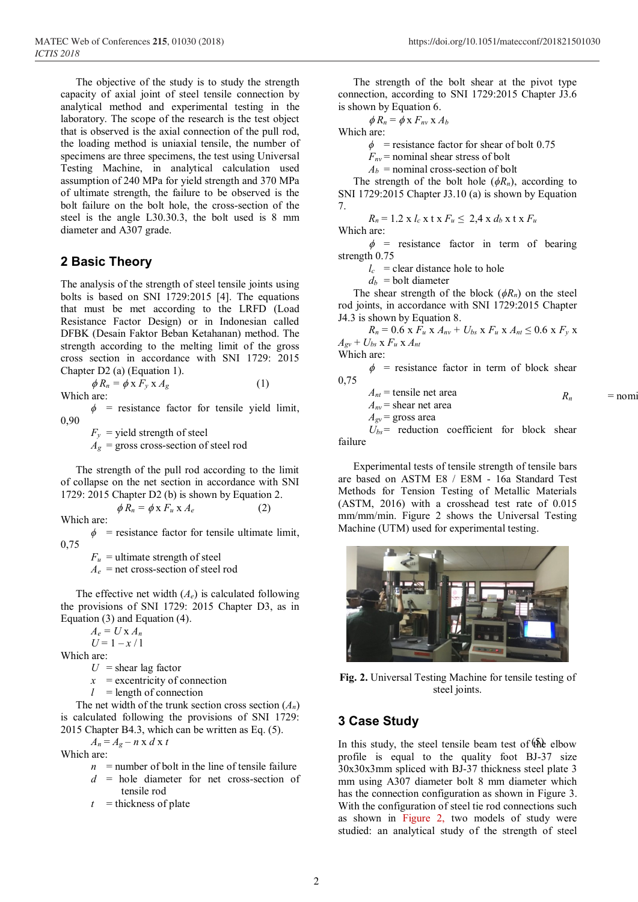The objective of the study is to study the strength capacity of axial joint of steel tensile connection by analytical method and experimental testing in the laboratory. The scope of the research is the test object that is observed is the axial connection of the pull rod, the loading method is uniaxial tensile, the number of specimens are three specimens, the test using Universal Testing Machine, in analytical calculation used assumption of 240 MPa for yield strength and 370 MPa of ultimate strength, the failure to be observed is the bolt failure on the bolt hole, the cross-section of the steel is the angle L30.30.3, the bolt used is 8 mm diameter and A307 grade.

## 2 Basic Theory

The analysis of the strength of steel tensile joints using bolts is based on SNI 1729:2015 [4]. The equations that must be met according to the LRFD (Load Resistance Factor Design) or in Indonesian called DFBK (Desain Faktor Beban Ketahanan) method. The strength according to the melting limit of the gross cross section in accordance with SNI 1729: 2015 Chapter D2 (a) (Equation 1).

$$\phi R_n = \phi \times F_y \times A_g \quad (1)$$

Which are:

$\phi$ = resistance factor for tensile yield limit, 0,90

$F_y$ = yield strength of steel

$A_g$ = gross cross-section of steel rod

The strength of the pull rod according to the limit of collapse on the net section in accordance with SNI 1729: 2015 Chapter D2 (b) is shown by Equation 2.

$$\phi R_n = \phi \times F_u \times A_e \quad (2)$$

Which are:

$\phi$ = resistance factor for tensile ultimate limit, 0,75

$F_u$ = ultimate strength of steel

$A_e$ = net cross-section of steel rod

The effective net width ($A_e$) is calculated following the provisions of SNI 1729: 2015 Chapter D3, as in Equation (3) and Equation (4).

$$A_e = U \times A_n$$

$$U = 1 - x / l$$

Which are:

$U$ = shear lag factor

$x$ = excentricity of connection

$l$ = length of connection

The net width of the trunk section cross section ($A_n$) is calculated following the provisions of SNI 1729: 2015 Chapter B4.3, which can be written as Eq. (5).

$$A_n = A_g - n \times d \times t \quad (5)$$

Which are:

$n$ = number of bolt in the line of tensile failure

$d$ = hole diameter for net cross-section of tensile rod

$t$ = thickness of plate

The strength of the bolt shear at the pivot type connection, according to SNI 1729:2015 Chapter J3.6 is shown by Equation 6.

$$\phi R_n = \phi \times F_{nv} \times A_b$$

Which are:

$\phi$ = resistance factor for shear of bolt 0.75

$F_{nv}$ = nominal shear stress of bolt

$A_b$ = nominal cross-section of bolt

The strength of the bolt hole ($\phi R_n$), according to SNI 1729:2015 Chapter J3.10 (a) is shown by Equation 7.

$$R_n = 1.2 \times l_c \times t \times F_u \leq 2{,}4 \times d_b \times t \times F_u$$

Which are:

$\phi$ = resistance factor in term of bearing strength 0.75

$l_c$ = clear distance hole to hole

$d_b$ = bolt diameter

The shear strength of the block ($\phi R_n$) on the steel rod joints, in accordance with SNI 1729:2015 Chapter J4.3 is shown by Equation 8.

$$R_n = 0.6 \times F_u \times A_{nv} + U_{bs} \times F_u \times A_{nt} \leq 0.6 \times F_y \times A_{gv} + U_{bs} \times F_u \times A_{nt}$$

Which are:

$\phi$ = resistance factor in term of block shear 0,75

$A_{nt}$ = tensile net area

$R_n$ = nomi

$A_{nv}$ = shear net area

$A_{gv}$ = gross area

$U_{bs}$ = reduction coefficient for block shear failure

Experimental tests of tensile strength of tensile bars are based on ASTM E8 / E8M - 16a Standard Test Methods for Tension Testing of Metallic Materials (ASTM, 2016) with a crosshead test rate of 0.015 mm/mm/min. Figure 2 shows the Universal Testing Machine (UTM) used for experimental testing.

**Fig. 2.** Universal Testing Machine for tensile testing of steel joints.

## 3 Case Study

In this study, the steel tensile beam test of the elbow profile is equal to the quality foot BJ-37 size 30x30x3mm spliced with BJ-37 thickness steel plate 3 mm using A307 diameter bolt 8 mm diameter which has the connection configuration as shown in Figure 3. With the configuration of steel tie rod connections such as shown in Figure 2, two models of study were studied: an analytical study of the strength of steel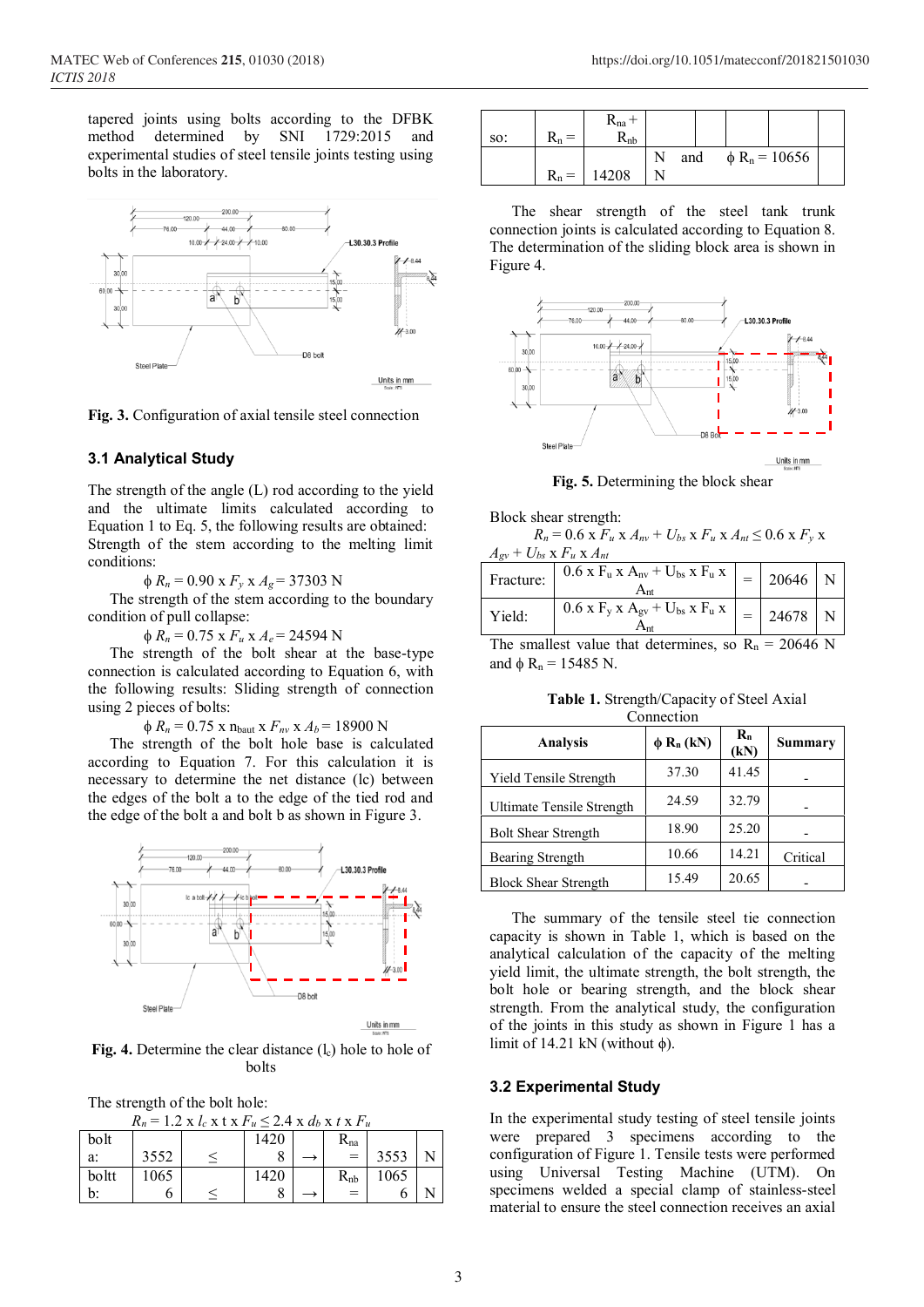tapered joints using bolts according to the DFBK method determined by SNI 1729:2015 and experimental studies of steel tensile joints testing using bolts in the laboratory.

**Fig. 3.** Configuration of axial tensile steel connection

### 3.1 Analytical Study

The strength of the angle (L) rod according to the yield and the ultimate limits calculated according to Equation 1 to Eq. 5, the following results are obtained: Strength of the stem according to the melting limit conditions:

$$\phi\, R_n = 0.90 \times F_y \times A_g = 37303 \text{ N}$$

The strength of the stem according to the boundary condition of pull collapse:

$$\phi\, R_n = 0.75 \times F_u \times A_e = 24594 \text{ N}$$

The strength of the bolt shear at the base-type connection is calculated according to Equation 6, with the following results: Sliding strength of connection using 2 pieces of bolts:

$$\phi\, R_n = 0.75 \times n_{baut} \times F_{nv} \times A_b = 18900 \text{ N}$$

The strength of the bolt hole base is calculated according to Equation 7. For this calculation it is necessary to determine the net distance (lc) between the edges of the bolt a to the edge of the tied rod and the edge of the bolt a and bolt b as shown in Figure 3.

**Fig. 4.** Determine the clear distance ($l_c$) hole to hole of bolts

The strength of the bolt hole:

$$R_n = 1.2 \times l_c \times t \times F_u \leq 2.4 \times d_b \times t \times F_u$$

| | | | | | | | |
|---|---|---|---|---|---|---|---|
| bolt a: | 3552 | ≤ | 14208 | → | $R_{na}$ = | 3553 | N |
| boltt b: | 10656 | ≤ | 14208 | → | $R_{nb}$ = | 10656 | N |

| | | | | | | |
|---|---|---|---|---|---|---|
| so: | $R_n$ = | $R_{na} + R_{nb}$ | | | | |
| | $R_n$ = | 14208 | N N | and | $\phi\, R_n$ = 10656 | |

The shear strength of the steel tank trunk connection joints is calculated according to Equation 8. The determination of the sliding block area is shown in Figure 4.

**Fig. 5.** Determining the block shear

Block shear strength:

$$R_n = 0.6 \times F_u \times A_{nv} + U_{bs} \times F_u \times A_{nt} \leq 0.6 \times F_y \times A_{gv} + U_{bs} \times F_u \times A_{nt}$$

| | | | | |
|---|---|---|---|---|
| Fracture: | $0.6 \times F_u \times A_{nv} + U_{bs} \times F_u \times A_{nt}$ | = | 20646 | N |
| Yield: | $0.6 \times F_y \times A_{gv} + U_{bs} \times F_u \times A_{nt}$ | = | 24678 | N |

The smallest value that determines, so $R_n$ = 20646 N and $\phi\, R_n$ = 15485 N.

**Table 1.** Strength/Capacity of Steel Axial Connection

| Analysis | $\phi\, R_n$ (kN) | $R_n$ (kN) | Summary |
|---|---|---|---|
| Yield Tensile Strength | 37.30 | 41.45 | - |
| Ultimate Tensile Strength | 24.59 | 32.79 | - |
| Bolt Shear Strength | 18.90 | 25.20 | - |
| Bearing Strength | 10.66 | 14.21 | Critical |
| Block Shear Strength | 15.49 | 20.65 | - |

The summary of the tensile steel tie connection capacity is shown in Table 1, which is based on the analytical calculation of the capacity of the melting yield limit, the ultimate strength, the bolt strength, the bolt hole or bearing strength, and the block shear strength. From the analytical study, the configuration of the joints in this study as shown in Figure 1 has a limit of 14.21 kN (without ϕ).

### 3.2 Experimental Study

In the experimental study testing of steel tensile joints were prepared 3 specimens according to the configuration of Figure 1. Tensile tests were performed using Universal Testing Machine (UTM). On specimens welded a special clamp of stainless-steel material to ensure the steel connection receives an axial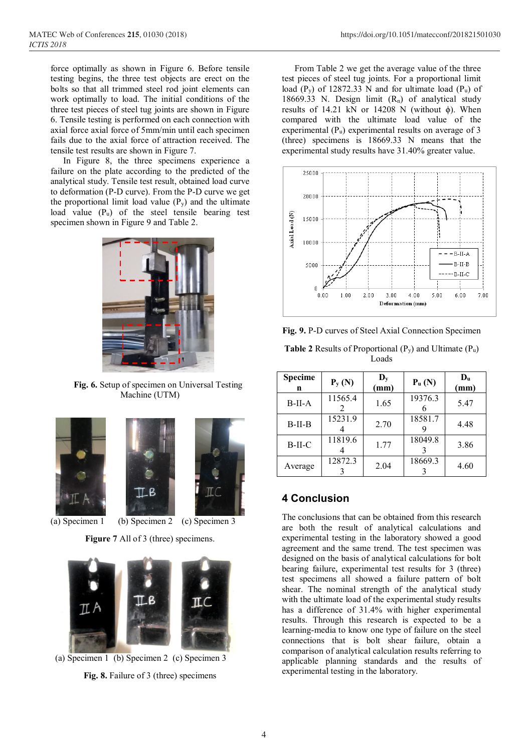force optimally as shown in Figure 6. Before tensile testing begins, the three test objects are erect on the bolts so that all trimmed steel rod joint elements can work optimally to load. The initial conditions of the three test pieces of steel tug joints are shown in Figure 6. Tensile testing is performed on each connection with axial force axial force of 5mm/min until each specimen fails due to the axial force of attraction received. The tensile test results are shown in Figure 7.

In Figure 8, the three specimens experience a failure on the plate according to the predicted of the analytical study. Tensile test result, obtained load curve to deformation (P-D curve). From the P-D curve we get the proportional limit load value ($P_y$) and the ultimate load value ($P_u$) of the steel tensile bearing test specimen shown in Figure 9 and Table 2.

**Fig. 6.** Setup of specimen on Universal Testing Machine (UTM)

(a) Specimen 1 (b) Specimen 2 (c) Specimen 3

**Figure 7** All of 3 (three) specimens.

(a) Specimen 1 (b) Specimen 2 (c) Specimen 3

**Fig. 8.** Failure of 3 (three) specimens

From Table 2 we get the average value of the three test pieces of steel tug joints. For a proportional limit load ($P_y$) of 12872.33 N and for ultimate load ($P_u$) of 18669.33 N. Design limit ($R_n$) of analytical study results of 14.21 kN or 14208 N (without $\phi$). When compared with the ultimate load value of the experimental ($P_u$) experimental results on average of 3 (three) specimens is 18669.33 N means that the experimental study results have 31.40% greater value.

**Fig. 9.** P-D curves of Steel Axial Connection Specimen

**Table 2** Results of Proportional ($P_y$) and Ultimate ($P_u$) Loads

| Specimen | $P_y$ (N) | $D_y$ (mm) | $P_u$ (N) | $D_u$ (mm) |
|---|---|---|---|---|
| B-II-A | 11565.42 | 1.65 | 19376.36 | 5.47 |
| B-II-B | 15231.94 | 2.70 | 18581.79 | 4.48 |
| B-II-C | 11819.64 | 1.77 | 18049.83 | 3.86 |
| Average | 12872.33 | 2.04 | 18669.33 | 4.60 |

## 4 Conclusion

The conclusions that can be obtained from this research are both the result of analytical calculations and experimental testing in the laboratory showed a good agreement and the same trend. The test specimen was designed on the basis of analytical calculations for bolt bearing failure, experimental test results for 3 (three) test specimens all showed a failure pattern of bolt shear. The nominal strength of the analytical study with the ultimate load of the experimental study results has a difference of 31.4% with higher experimental results. Through this research is expected to be a learning-media to know one type of failure on the steel connections that is bolt shear failure, obtain a comparison of analytical calculation results referring to applicable planning standards and the results of experimental testing in the laboratory.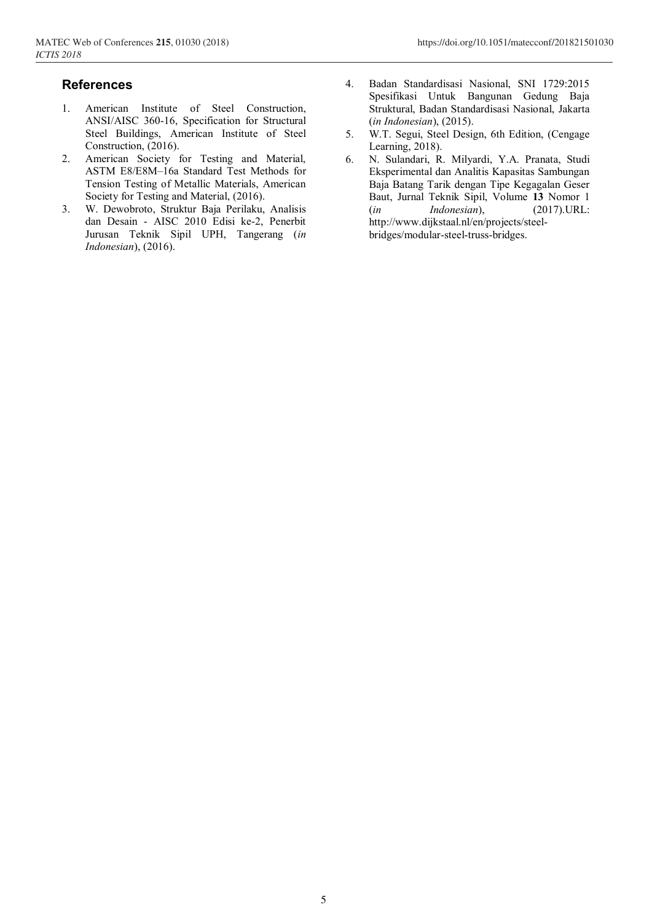## References

1. American Institute of Steel Construction, ANSI/AISC 360-16, Specification for Structural Steel Buildings, American Institute of Steel Construction, (2016).
2. American Society for Testing and Material, ASTM E8/E8M–16a Standard Test Methods for Tension Testing of Metallic Materials, American Society for Testing and Material, (2016).
3. W. Dewobroto, Struktur Baja Perilaku, Analisis dan Desain - AISC 2010 Edisi ke-2, Penerbit Jurusan Teknik Sipil UPH, Tangerang (*in Indonesian*), (2016).
4. Badan Standardisasi Nasional, SNI 1729:2015 Spesifikasi Untuk Bangunan Gedung Baja Struktural, Badan Standardisasi Nasional, Jakarta (*in Indonesian*), (2015).
5. W.T. Segui, Steel Design, 6th Edition, (Cengage Learning, 2018).
6. N. Sulandari, R. Milyardi, Y.A. Pranata, Studi Eksperimental dan Analitis Kapasitas Sambungan Baja Batang Tarik dengan Tipe Kegagalan Geser Baut, Jurnal Teknik Sipil, Volume **13** Nomor 1 (*in Indonesian*), (2017).URL: http://www.dijkstaal.nl/en/projects/steel-bridges/modular-steel-truss-bridges.